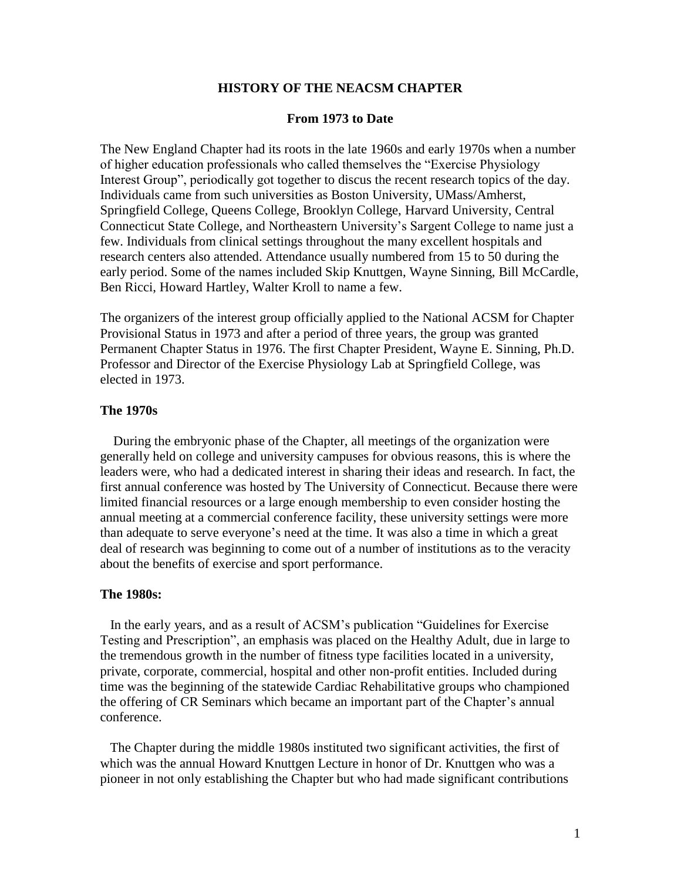# HISTORY OF THE NEACSM CHAPTER

## From 1973 to Date

The New England Chapter had its roots in the late 1960s and early 1970s when a number of higher education professionals who called themselves the "Exercise Physiology Interest Group", periodically got together to discus the recent research topics of the day. Individuals came from such universities as Boston University, UMass/Amherst, Springfield College, Queens College, Brooklyn College, Harvard University, Central Connecticut State College, and Northeastern University's Sargent College to name just a few. Individuals from clinical settings throughout the many excellent hospitals and research centers also attended. Attendance usually numbered from 15 to 50 during the early period. Some of the names included Skip Knuttgen, Wayne Sinning, Bill McCardle, Ben Ricci, Howard Hartley, Walter Kroll to name a few.

The organizers of the interest group officially applied to the National ACSM for Chapter Provisional Status in 1973 and after a period of three years, the group was granted Permanent Chapter Status in 1976. The first Chapter President, Wayne E. Sinning, Ph.D. Professor and Director of the Exercise Physiology Lab at Springfield College, was elected in 1973.

### The 1970s

During the embryonic phase of the Chapter, all meetings of the organization were generally held on college and university campuses for obvious reasons, this is where the leaders were, who had a dedicated interest in sharing their ideas and research. In fact, the first annual conference was hosted by The University of Connecticut. Because there were limited financial resources or a large enough membership to even consider hosting the annual meeting at a commercial conference facility, these university settings were more than adequate to serve everyone's need at the time. It was also a time in which a great deal of research was beginning to come out of a number of institutions as to the veracity about the benefits of exercise and sport performance.

### The 1980s:

In the early years, and as a result of ACSM's publication "Guidelines for Exercise Testing and Prescription", an emphasis was placed on the Healthy Adult, due in large to the tremendous growth in the number of fitness type facilities located in a university, private, corporate, commercial, hospital and other non-profit entities. Included during time was the beginning of the statewide Cardiac Rehabilitative groups who championed the offering of CR Seminars which became an important part of the Chapter's annual conference.

The Chapter during the middle 1980s instituted two significant activities, the first of which was the annual Howard Knuttgen Lecture in honor of Dr. Knuttgen who was a pioneer in not only establishing the Chapter but who had made significant contributions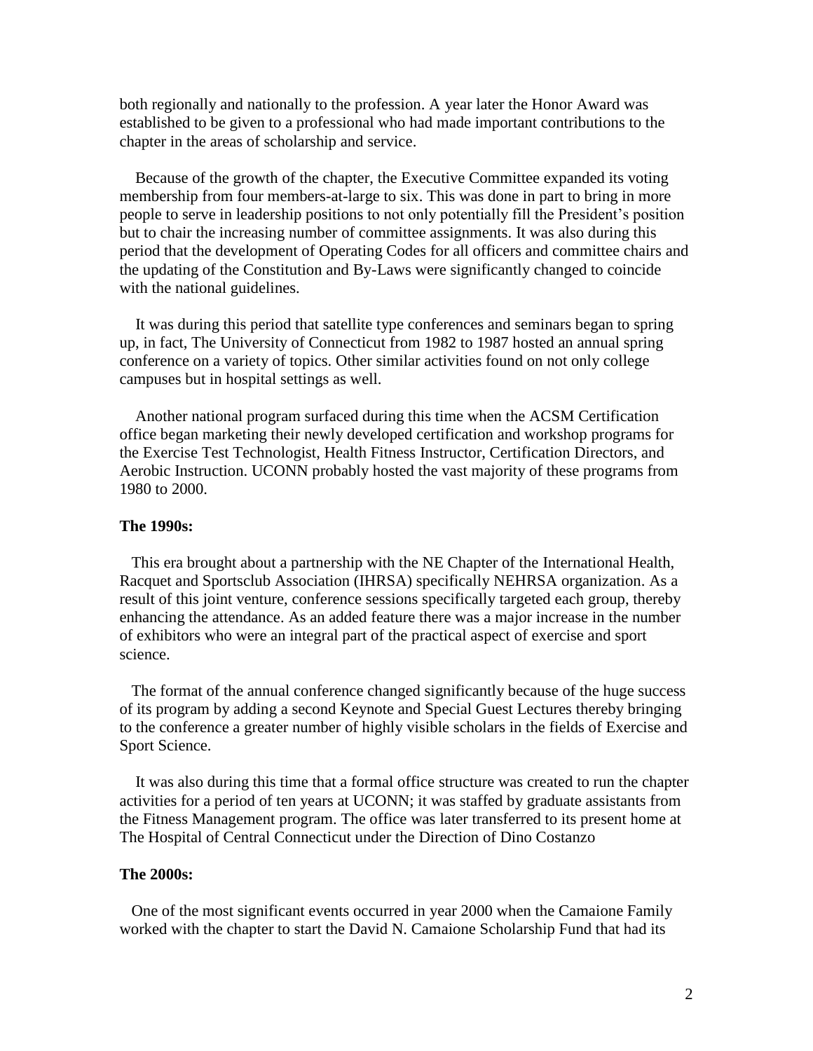both regionally and nationally to the profession. A year later the Honor Award was established to be given to a professional who had made important contributions to the chapter in the areas of scholarship and service.

Because of the growth of the chapter, the Executive Committee expanded its voting membership from four members-at-large to six. This was done in part to bring in more people to serve in leadership positions to not only potentially fill the President's position but to chair the increasing number of committee assignments. It was also during this period that the development of Operating Codes for all officers and committee chairs and the updating of the Constitution and By-Laws were significantly changed to coincide with the national guidelines.

It was during this period that satellite type conferences and seminars began to spring up, in fact, The University of Connecticut from 1982 to 1987 hosted an annual spring conference on a variety of topics. Other similar activities found on not only college campuses but in hospital settings as well.

Another national program surfaced during this time when the ACSM Certification office began marketing their newly developed certification and workshop programs for the Exercise Test Technologist, Health Fitness Instructor, Certification Directors, and Aerobic Instruction. UCONN probably hosted the vast majority of these programs from 1980 to 2000.

**The 1990s:**

This era brought about a partnership with the NE Chapter of the International Health, Racquet and Sportsclub Association (IHRSA) specifically NEHRSA organization. As a result of this joint venture, conference sessions specifically targeted each group, thereby enhancing the attendance. As an added feature there was a major increase in the number of exhibitors who were an integral part of the practical aspect of exercise and sport science.

The format of the annual conference changed significantly because of the huge success of its program by adding a second Keynote and Special Guest Lectures thereby bringing to the conference a greater number of highly visible scholars in the fields of Exercise and Sport Science.

It was also during this time that a formal office structure was created to run the chapter activities for a period of ten years at UCONN; it was staffed by graduate assistants from the Fitness Management program. The office was later transferred to its present home at The Hospital of Central Connecticut under the Direction of Dino Costanzo

**The 2000s:**

One of the most significant events occurred in year 2000 when the Camaione Family worked with the chapter to start the David N. Camaione Scholarship Fund that had its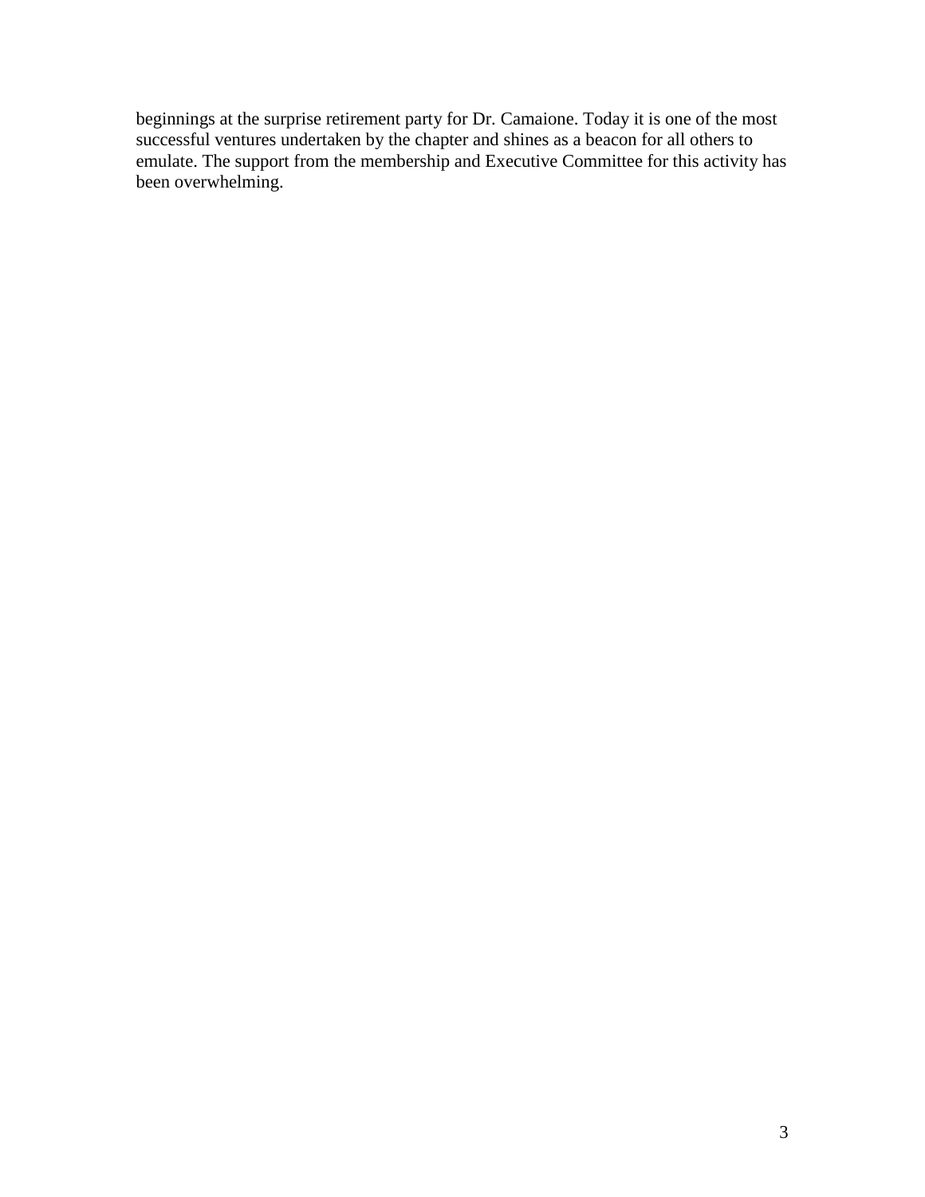beginnings at the surprise retirement party for Dr. Camaione. Today it is one of the most successful ventures undertaken by the chapter and shines as a beacon for all others to emulate. The support from the membership and Executive Committee for this activity has been overwhelming.